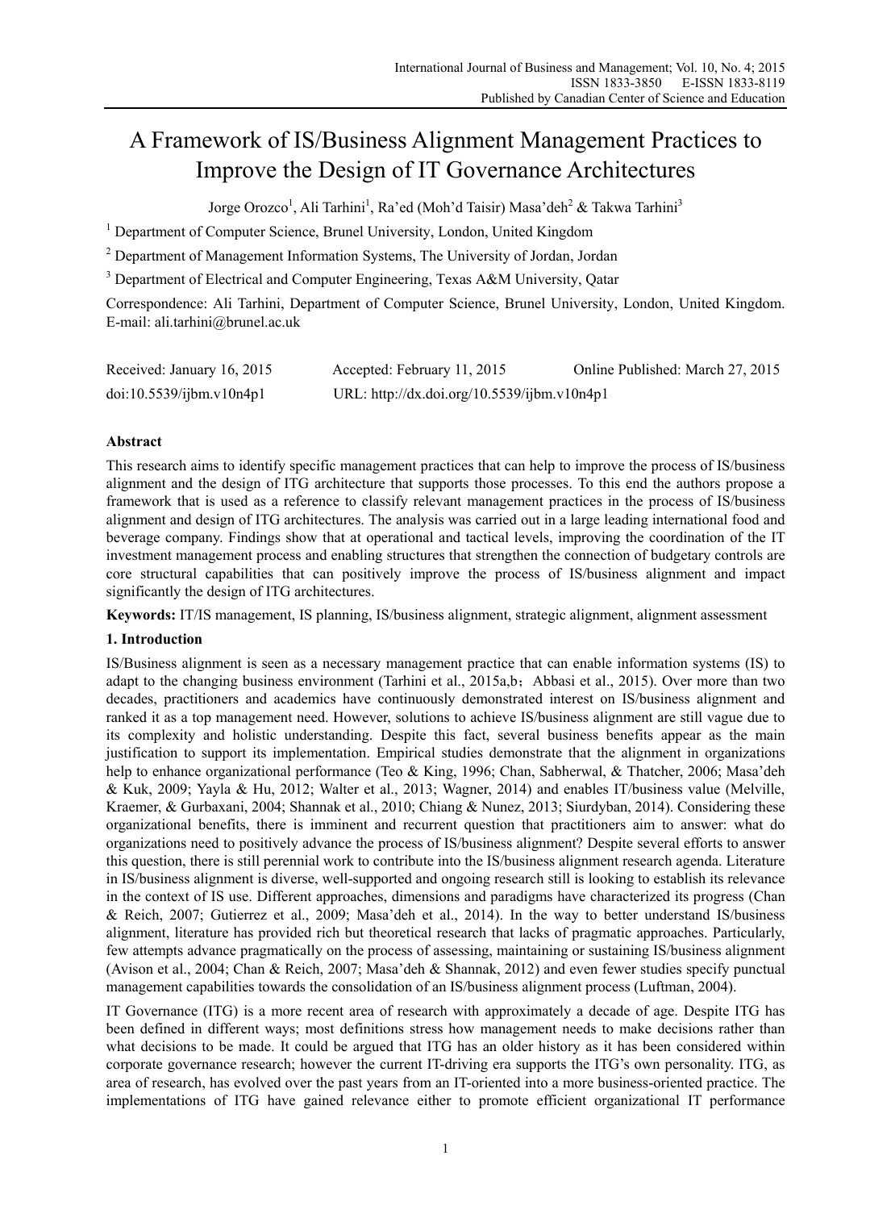# A Framework of IS/Business Alignment Management Practices to Improve the Design of IT Governance Architectures

Jorge Orozco[1], Ali Tarhini[1], Ra'ed (Moh'd Taisir) Masa'deh[2] & Takwa Tarhini[3]

[1] Department of Computer Science, Brunel University, London, United Kingdom

[2] Department of Management Information Systems, The University of Jordan, Jordan

[3] Department of Electrical and Computer Engineering, Texas A&M University, Qatar

Correspondence: Ali Tarhini, Department of Computer Science, Brunel University, London, United Kingdom. E-mail: ali.tarhini@brunel.ac.uk

Received: January 16, 2015 Accepted: February 11, 2015 Online Published: March 27, 2015

doi:10.5539/ijbm.v10n4p1 URL: http://dx.doi.org/10.5539/ijbm.v10n4p1

## Abstract

This research aims to identify specific management practices that can help to improve the process of IS/business alignment and the design of ITG architecture that supports those processes. To this end the authors propose a framework that is used as a reference to classify relevant management practices in the process of IS/business alignment and design of ITG architectures. The analysis was carried out in a large leading international food and beverage company. Findings show that at operational and tactical levels, improving the coordination of the IT investment management process and enabling structures that strengthen the connection of budgetary controls are core structural capabilities that can positively improve the process of IS/business alignment and impact significantly the design of ITG architectures.

**Keywords:** IT/IS management, IS planning, IS/business alignment, strategic alignment, alignment assessment

## 1. Introduction

IS/Business alignment is seen as a necessary management practice that can enable information systems (IS) to adapt to the changing business environment (Tarhini et al., 2015a,b；Abbasi et al., 2015). Over more than two decades, practitioners and academics have continuously demonstrated interest on IS/business alignment and ranked it as a top management need. However, solutions to achieve IS/business alignment are still vague due to its complexity and holistic understanding. Despite this fact, several business benefits appear as the main justification to support its implementation. Empirical studies demonstrate that the alignment in organizations help to enhance organizational performance (Teo & King, 1996; Chan, Sabherwal, & Thatcher, 2006; Masa'deh & Kuk, 2009; Yayla & Hu, 2012; Walter et al., 2013; Wagner, 2014) and enables IT/business value (Melville, Kraemer, & Gurbaxani, 2004; Shannak et al., 2010; Chiang & Nunez, 2013; Siurdyban, 2014). Considering these organizational benefits, there is imminent and recurrent question that practitioners aim to answer: what do organizations need to positively advance the process of IS/business alignment? Despite several efforts to answer this question, there is still perennial work to contribute into the IS/business alignment research agenda. Literature in IS/business alignment is diverse, well-supported and ongoing research still is looking to establish its relevance in the context of IS use. Different approaches, dimensions and paradigms have characterized its progress (Chan & Reich, 2007; Gutierrez et al., 2009; Masa'deh et al., 2014). In the way to better understand IS/business alignment, literature has provided rich but theoretical research that lacks of pragmatic approaches. Particularly, few attempts advance pragmatically on the process of assessing, maintaining or sustaining IS/business alignment (Avison et al., 2004; Chan & Reich, 2007; Masa'deh & Shannak, 2012) and even fewer studies specify punctual management capabilities towards the consolidation of an IS/business alignment process (Luftman, 2004).

IT Governance (ITG) is a more recent area of research with approximately a decade of age. Despite ITG has been defined in different ways; most definitions stress how management needs to make decisions rather than what decisions to be made. It could be argued that ITG has an older history as it has been considered within corporate governance research; however the current IT-driving era supports the ITG's own personality. ITG, as area of research, has evolved over the past years from an IT-oriented into a more business-oriented practice. The implementations of ITG have gained relevance either to promote efficient organizational IT performance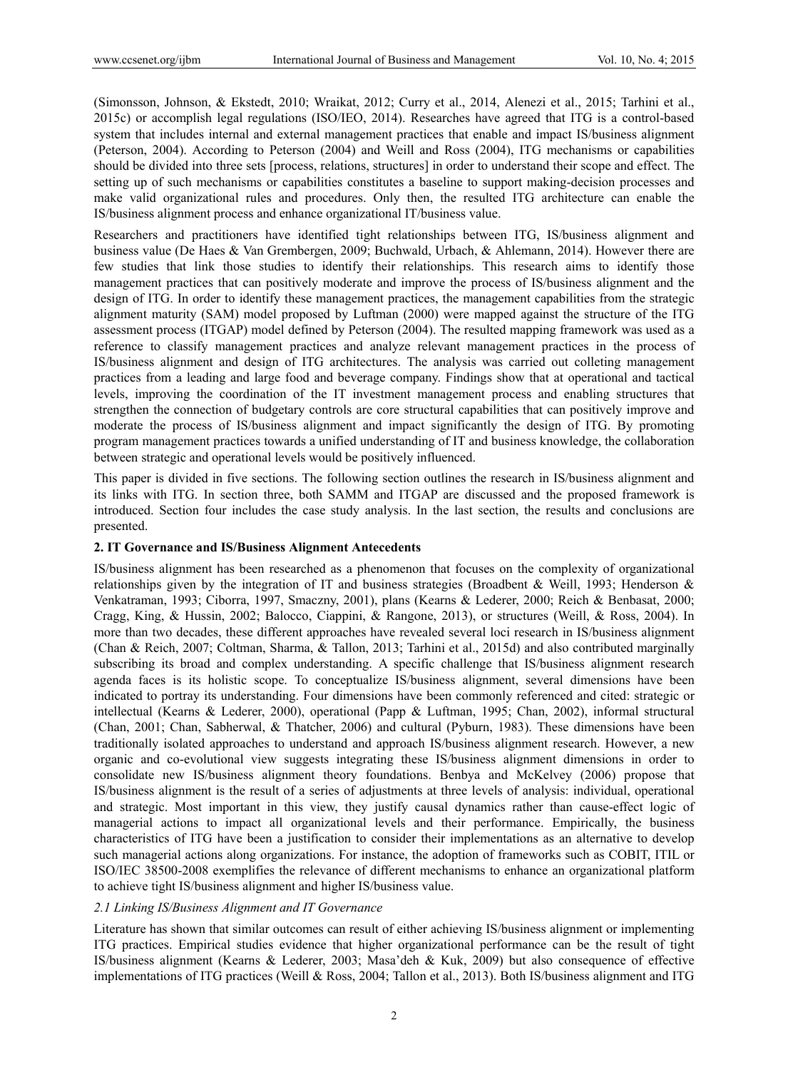(Simonsson, Johnson, & Ekstedt, 2010; Wraikat, 2012; Curry et al., 2014, Alenezi et al., 2015; Tarhini et al., 2015c) or accomplish legal regulations (ISO/IEO, 2014). Researches have agreed that ITG is a control-based system that includes internal and external management practices that enable and impact IS/business alignment (Peterson, 2004). According to Peterson (2004) and Weill and Ross (2004), ITG mechanisms or capabilities should be divided into three sets [process, relations, structures] in order to understand their scope and effect. The setting up of such mechanisms or capabilities constitutes a baseline to support making-decision processes and make valid organizational rules and procedures. Only then, the resulted ITG architecture can enable the IS/business alignment process and enhance organizational IT/business value.

Researchers and practitioners have identified tight relationships between ITG, IS/business alignment and business value (De Haes & Van Grembergen, 2009; Buchwald, Urbach, & Ahlemann, 2014). However there are few studies that link those studies to identify their relationships. This research aims to identify those management practices that can positively moderate and improve the process of IS/business alignment and the design of ITG. In order to identify these management practices, the management capabilities from the strategic alignment maturity (SAM) model proposed by Luftman (2000) were mapped against the structure of the ITG assessment process (ITGAP) model defined by Peterson (2004). The resulted mapping framework was used as a reference to classify management practices and analyze relevant management practices in the process of IS/business alignment and design of ITG architectures. The analysis was carried out colleting management practices from a leading and large food and beverage company. Findings show that at operational and tactical levels, improving the coordination of the IT investment management process and enabling structures that strengthen the connection of budgetary controls are core structural capabilities that can positively improve and moderate the process of IS/business alignment and impact significantly the design of ITG. By promoting program management practices towards a unified understanding of IT and business knowledge, the collaboration between strategic and operational levels would be positively influenced.

This paper is divided in five sections. The following section outlines the research in IS/business alignment and its links with ITG. In section three, both SAMM and ITGAP are discussed and the proposed framework is introduced. Section four includes the case study analysis. In the last section, the results and conclusions are presented.

## 2. IT Governance and IS/Business Alignment Antecedents

IS/business alignment has been researched as a phenomenon that focuses on the complexity of organizational relationships given by the integration of IT and business strategies (Broadbent & Weill, 1993; Henderson & Venkatraman, 1993; Ciborra, 1997, Smaczny, 2001), plans (Kearns & Lederer, 2000; Reich & Benbasat, 2000; Cragg, King, & Hussin, 2002; Balocco, Ciappini, & Rangone, 2013), or structures (Weill, & Ross, 2004). In more than two decades, these different approaches have revealed several loci research in IS/business alignment (Chan & Reich, 2007; Coltman, Sharma, & Tallon, 2013; Tarhini et al., 2015d) and also contributed marginally subscribing its broad and complex understanding. A specific challenge that IS/business alignment research agenda faces is its holistic scope. To conceptualize IS/business alignment, several dimensions have been indicated to portray its understanding. Four dimensions have been commonly referenced and cited: strategic or intellectual (Kearns & Lederer, 2000), operational (Papp & Luftman, 1995; Chan, 2002), informal structural (Chan, 2001; Chan, Sabherwal, & Thatcher, 2006) and cultural (Pyburn, 1983). These dimensions have been traditionally isolated approaches to understand and approach IS/business alignment research. However, a new organic and co-evolutional view suggests integrating these IS/business alignment dimensions in order to consolidate new IS/business alignment theory foundations. Benbya and McKelvey (2006) propose that IS/business alignment is the result of a series of adjustments at three levels of analysis: individual, operational and strategic. Most important in this view, they justify causal dynamics rather than cause-effect logic of managerial actions to impact all organizational levels and their performance. Empirically, the business characteristics of ITG have been a justification to consider their implementations as an alternative to develop such managerial actions along organizations. For instance, the adoption of frameworks such as COBIT, ITIL or ISO/IEC 38500-2008 exemplifies the relevance of different mechanisms to enhance an organizational platform to achieve tight IS/business alignment and higher IS/business value.

### *2.1 Linking IS/Business Alignment and IT Governance*

Literature has shown that similar outcomes can result of either achieving IS/business alignment or implementing ITG practices. Empirical studies evidence that higher organizational performance can be the result of tight IS/business alignment (Kearns & Lederer, 2003; Masa'deh & Kuk, 2009) but also consequence of effective implementations of ITG practices (Weill & Ross, 2004; Tallon et al., 2013). Both IS/business alignment and ITG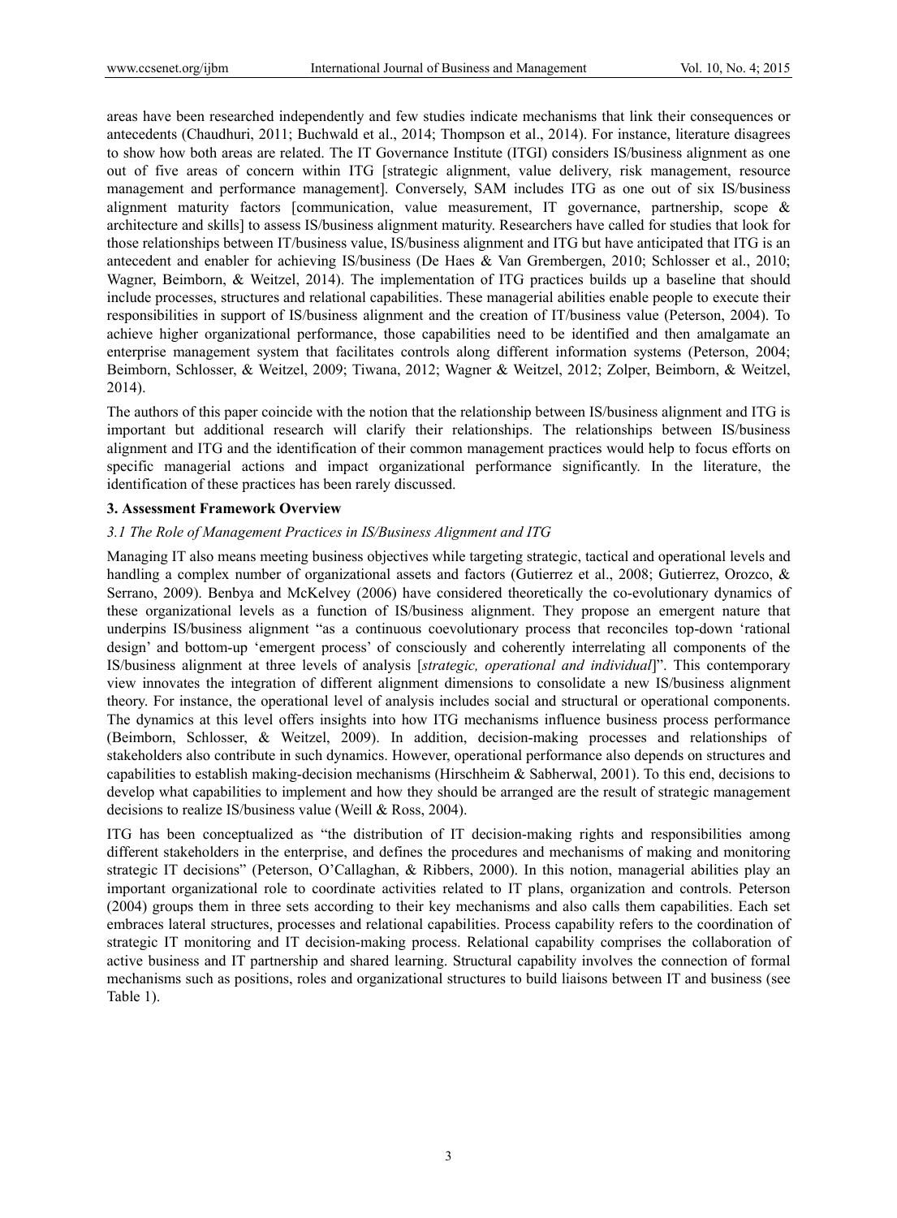areas have been researched independently and few studies indicate mechanisms that link their consequences or antecedents (Chaudhuri, 2011; Buchwald et al., 2014; Thompson et al., 2014). For instance, literature disagrees to show how both areas are related. The IT Governance Institute (ITGI) considers IS/business alignment as one out of five areas of concern within ITG [strategic alignment, value delivery, risk management, resource management and performance management]. Conversely, SAM includes ITG as one out of six IS/business alignment maturity factors [communication, value measurement, IT governance, partnership, scope & architecture and skills] to assess IS/business alignment maturity. Researchers have called for studies that look for those relationships between IT/business value, IS/business alignment and ITG but have anticipated that ITG is an antecedent and enabler for achieving IS/business (De Haes & Van Grembergen, 2010; Schlosser et al., 2010; Wagner, Beimborn, & Weitzel, 2014). The implementation of ITG practices builds up a baseline that should include processes, structures and relational capabilities. These managerial abilities enable people to execute their responsibilities in support of IS/business alignment and the creation of IT/business value (Peterson, 2004). To achieve higher organizational performance, those capabilities need to be identified and then amalgamate an enterprise management system that facilitates controls along different information systems (Peterson, 2004; Beimborn, Schlosser, & Weitzel, 2009; Tiwana, 2012; Wagner & Weitzel, 2012; Zolper, Beimborn, & Weitzel, 2014).

The authors of this paper coincide with the notion that the relationship between IS/business alignment and ITG is important but additional research will clarify their relationships. The relationships between IS/business alignment and ITG and the identification of their common management practices would help to focus efforts on specific managerial actions and impact organizational performance significantly. In the literature, the identification of these practices has been rarely discussed.

## 3. Assessment Framework Overview

### *3.1 The Role of Management Practices in IS/Business Alignment and ITG*

Managing IT also means meeting business objectives while targeting strategic, tactical and operational levels and handling a complex number of organizational assets and factors (Gutierrez et al., 2008; Gutierrez, Orozco, & Serrano, 2009). Benbya and McKelvey (2006) have considered theoretically the co-evolutionary dynamics of these organizational levels as a function of IS/business alignment. They propose an emergent nature that underpins IS/business alignment "as a continuous coevolutionary process that reconciles top-down 'rational design' and bottom-up 'emergent process' of consciously and coherently interrelating all components of the IS/business alignment at three levels of analysis [*strategic, operational and individual*]". This contemporary view innovates the integration of different alignment dimensions to consolidate a new IS/business alignment theory. For instance, the operational level of analysis includes social and structural or operational components. The dynamics at this level offers insights into how ITG mechanisms influence business process performance (Beimborn, Schlosser, & Weitzel, 2009). In addition, decision-making processes and relationships of stakeholders also contribute in such dynamics. However, operational performance also depends on structures and capabilities to establish making-decision mechanisms (Hirschheim & Sabherwal, 2001). To this end, decisions to develop what capabilities to implement and how they should be arranged are the result of strategic management decisions to realize IS/business value (Weill & Ross, 2004).

ITG has been conceptualized as "the distribution of IT decision-making rights and responsibilities among different stakeholders in the enterprise, and defines the procedures and mechanisms of making and monitoring strategic IT decisions" (Peterson, O'Callaghan, & Ribbers, 2000). In this notion, managerial abilities play an important organizational role to coordinate activities related to IT plans, organization and controls. Peterson (2004) groups them in three sets according to their key mechanisms and also calls them capabilities. Each set embraces lateral structures, processes and relational capabilities. Process capability refers to the coordination of strategic IT monitoring and IT decision-making process. Relational capability comprises the collaboration of active business and IT partnership and shared learning. Structural capability involves the connection of formal mechanisms such as positions, roles and organizational structures to build liaisons between IT and business (see Table 1).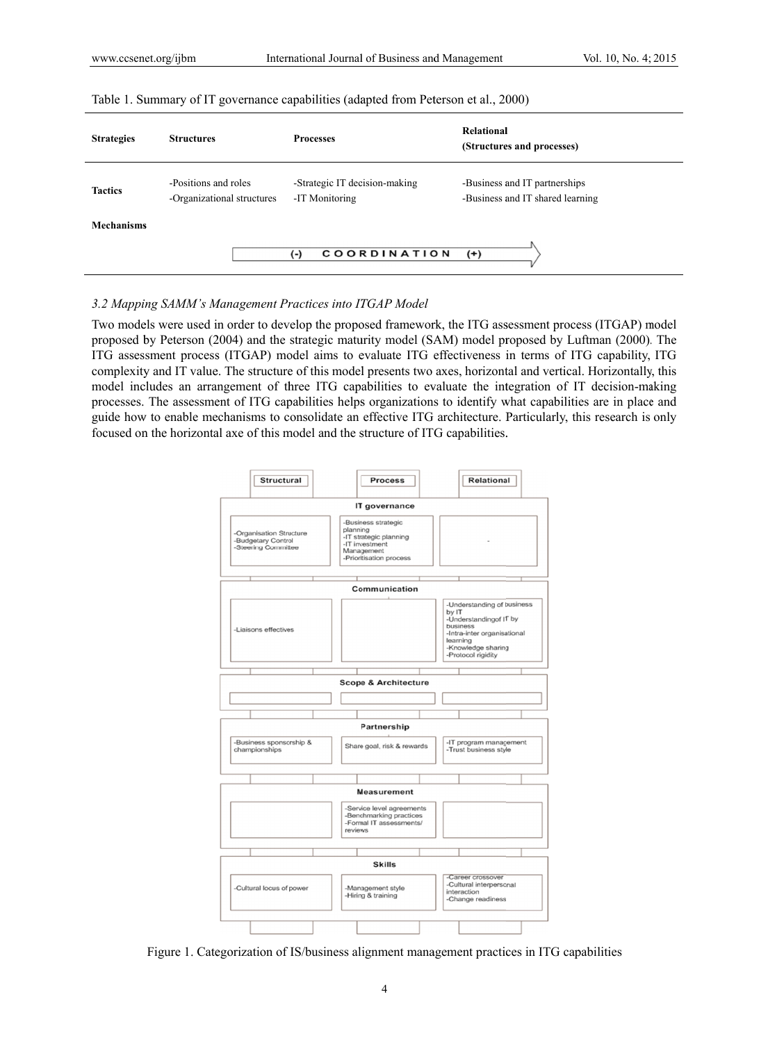Table 1. Summary of IT governance capabilities (adapted from Peterson et al., 2000)

| Strategies | Structures | Processes | Relational (Structures and processes) |
|---|---|---|---|
| Tactics | -Positions and roles<br>-Organizational structures | -Strategic IT decision-making<br>-IT Monitoring | -Business and IT partnerships<br>-Business and IT shared learning |
| Mechanisms | | | |
| | (-) COORDINATION (+) | | |

### 3.2 Mapping SAMM's Management Practices into ITGAP Model

Two models were used in order to develop the proposed framework, the ITG assessment process (ITGAP) model proposed by Peterson (2004) and the strategic maturity model (SAM) model proposed by Luftman (2000). The ITG assessment process (ITGAP) model aims to evaluate ITG effectiveness in terms of ITG capability, ITG complexity and IT value. The structure of this model presents two axes, horizontal and vertical. Horizontally, this model includes an arrangement of three ITG capabilities to evaluate the integration of IT decision-making processes. The assessment of ITG capabilities helps organizations to identify what capabilities are in place and guide how to enable mechanisms to consolidate an effective ITG architecture. Particularly, this research is only focused on the horizontal axe of this model and the structure of ITG capabilities.

| | Structural | Process | Relational |
|---|---|---|---|
| **IT governance** | -Organisation Structure<br>-Budgetary Control<br>-Steering Committee | -Business strategic planning<br>-IT strategic planning<br>-IT investment Management<br>-Prioritisation process | - |
| **Communication** | -Liaisons effectives | | -Understanding of business by IT<br>-Understandingof IT by business<br>-Intra-inter organisational learning<br>-Knowledge sharing<br>-Protocol rigidity |
| **Scope & Architecture** | | | |
| **Partnership** | -Business sponsorship & championships | Share goal, risk & rewards | -IT program management<br>-Trust business style |
| **Measurement** | | -Service level agreements<br>-Benchmarking practices<br>-Formal IT assessments/ reviews | |
| **Skills** | -Cultural locus of power | -Management style<br>-Hiring & training | -Career crossover<br>-Cultural interpersonal interaction<br>-Change readiness |

Figure 1. Categorization of IS/business alignment management practices in ITG capabilities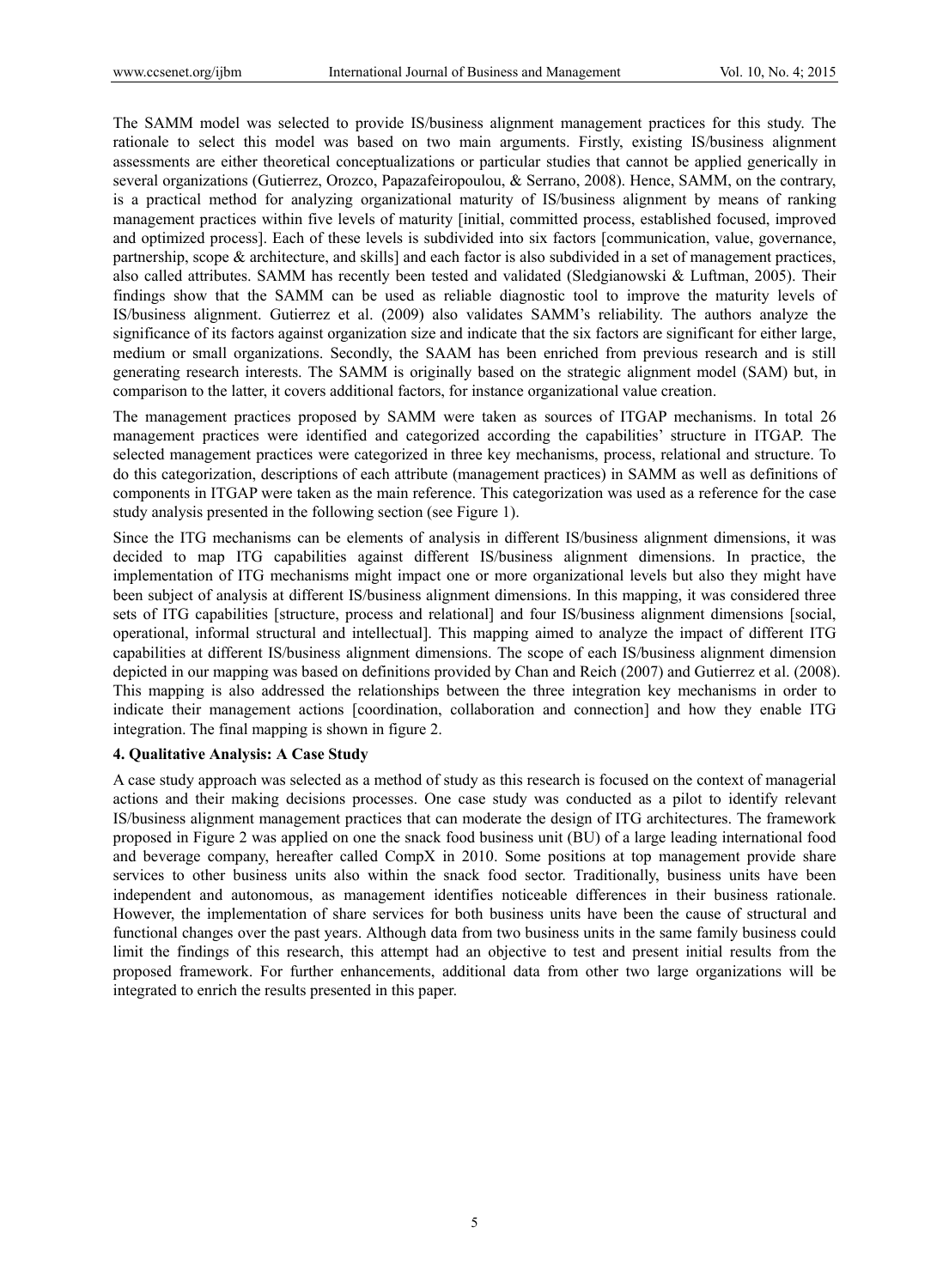The SAMM model was selected to provide IS/business alignment management practices for this study. The rationale to select this model was based on two main arguments. Firstly, existing IS/business alignment assessments are either theoretical conceptualizations or particular studies that cannot be applied generically in several organizations (Gutierrez, Orozco, Papazafeiropoulou, & Serrano, 2008). Hence, SAMM, on the contrary, is a practical method for analyzing organizational maturity of IS/business alignment by means of ranking management practices within five levels of maturity [initial, committed process, established focused, improved and optimized process]. Each of these levels is subdivided into six factors [communication, value, governance, partnership, scope & architecture, and skills] and each factor is also subdivided in a set of management practices, also called attributes. SAMM has recently been tested and validated (Sledgianowski & Luftman, 2005). Their findings show that the SAMM can be used as reliable diagnostic tool to improve the maturity levels of IS/business alignment. Gutierrez et al. (2009) also validates SAMM's reliability. The authors analyze the significance of its factors against organization size and indicate that the six factors are significant for either large, medium or small organizations. Secondly, the SAAM has been enriched from previous research and is still generating research interests. The SAMM is originally based on the strategic alignment model (SAM) but, in comparison to the latter, it covers additional factors, for instance organizational value creation.

The management practices proposed by SAMM were taken as sources of ITGAP mechanisms. In total 26 management practices were identified and categorized according the capabilities' structure in ITGAP. The selected management practices were categorized in three key mechanisms, process, relational and structure. To do this categorization, descriptions of each attribute (management practices) in SAMM as well as definitions of components in ITGAP were taken as the main reference. This categorization was used as a reference for the case study analysis presented in the following section (see Figure 1).

Since the ITG mechanisms can be elements of analysis in different IS/business alignment dimensions, it was decided to map ITG capabilities against different IS/business alignment dimensions. In practice, the implementation of ITG mechanisms might impact one or more organizational levels but also they might have been subject of analysis at different IS/business alignment dimensions. In this mapping, it was considered three sets of ITG capabilities [structure, process and relational] and four IS/business alignment dimensions [social, operational, informal structural and intellectual]. This mapping aimed to analyze the impact of different ITG capabilities at different IS/business alignment dimensions. The scope of each IS/business alignment dimension depicted in our mapping was based on definitions provided by Chan and Reich (2007) and Gutierrez et al. (2008). This mapping is also addressed the relationships between the three integration key mechanisms in order to indicate their management actions [coordination, collaboration and connection] and how they enable ITG integration. The final mapping is shown in figure 2.

### 4. Qualitative Analysis: A Case Study

A case study approach was selected as a method of study as this research is focused on the context of managerial actions and their making decisions processes. One case study was conducted as a pilot to identify relevant IS/business alignment management practices that can moderate the design of ITG architectures. The framework proposed in Figure 2 was applied on one the snack food business unit (BU) of a large leading international food and beverage company, hereafter called CompX in 2010. Some positions at top management provide share services to other business units also within the snack food sector. Traditionally, business units have been independent and autonomous, as management identifies noticeable differences in their business rationale. However, the implementation of share services for both business units have been the cause of structural and functional changes over the past years. Although data from two business units in the same family business could limit the findings of this research, this attempt had an objective to test and present initial results from the proposed framework. For further enhancements, additional data from other two large organizations will be integrated to enrich the results presented in this paper.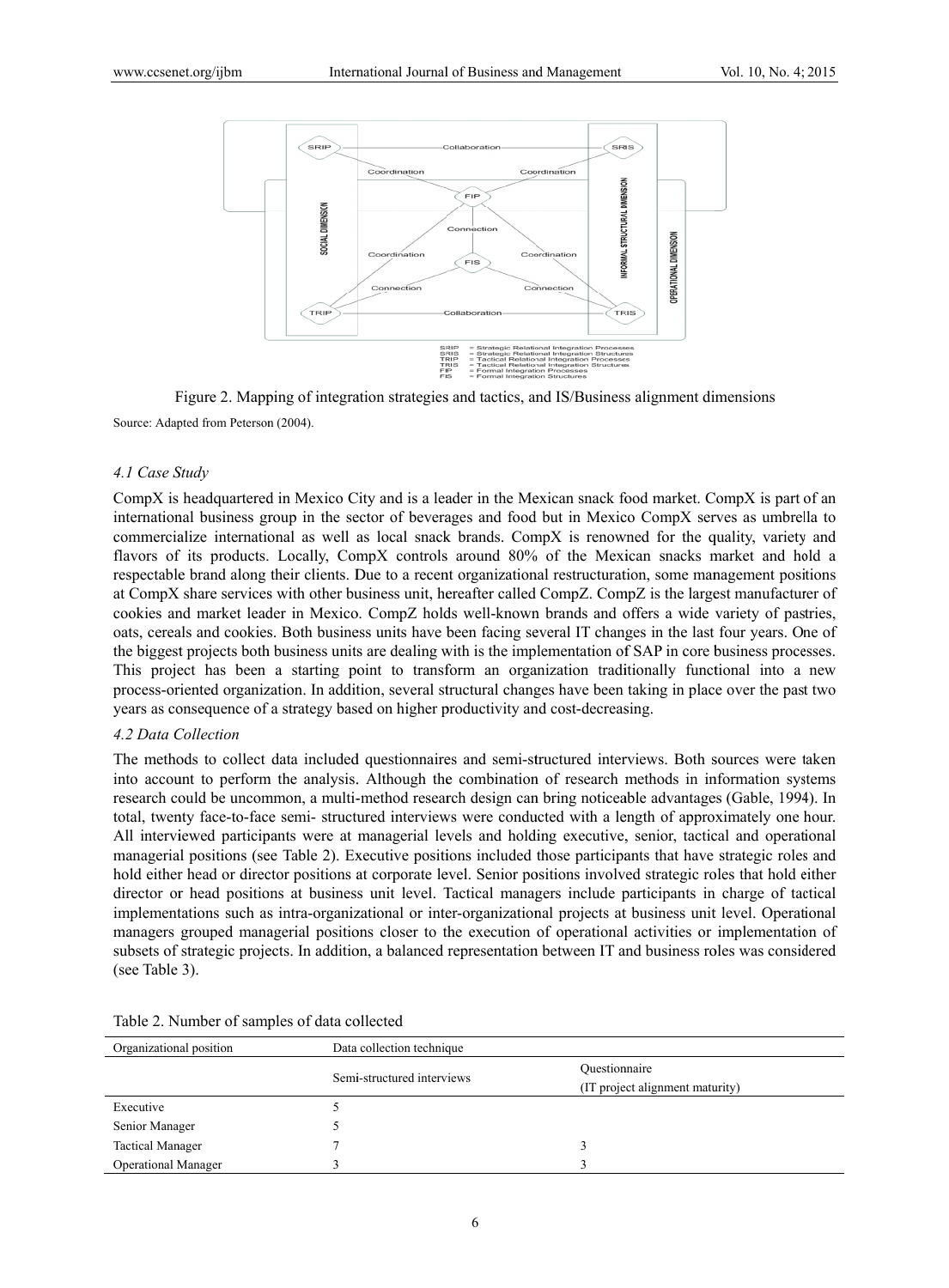Figure 2. Mapping of integration strategies and tactics, and IS/Business alignment dimensions

Source: Adapted from Peterson (2004).

### *4.1 Case Study*

CompX is headquartered in Mexico City and is a leader in the Mexican snack food market. CompX is part of an international business group in the sector of beverages and food but in Mexico CompX serves as umbrella to commercialize international as well as local snack brands. CompX is renowned for the quality, variety and flavors of its products. Locally, CompX controls around 80% of the Mexican snacks market and hold a respectable brand along their clients. Due to a recent organizational restructuration, some management positions at CompX share services with other business unit, hereafter called CompZ. CompZ is the largest manufacturer of cookies and market leader in Mexico. CompZ holds well-known brands and offers a wide variety of pastries, oats, cereals and cookies. Both business units have been facing several IT changes in the last four years. One of the biggest projects both business units are dealing with is the implementation of SAP in core business processes. This project has been a starting point to transform an organization traditionally functional into a new process-oriented organization. In addition, several structural changes have been taking in place over the past two years as consequence of a strategy based on higher productivity and cost-decreasing.

### *4.2 Data Collection*

The methods to collect data included questionnaires and semi-structured interviews. Both sources were taken into account to perform the analysis. Although the combination of research methods in information systems research could be uncommon, a multi-method research design can bring noticeable advantages (Gable, 1994). In total, twenty face-to-face semi- structured interviews were conducted with a length of approximately one hour. All interviewed participants were at managerial levels and holding executive, senior, tactical and operational managerial positions (see Table 2). Executive positions included those participants that have strategic roles and hold either head or director positions at corporate level. Senior positions involved strategic roles that hold either director or head positions at business unit level. Tactical managers include participants in charge of tactical implementations such as intra-organizational or inter-organizational projects at business unit level. Operational managers grouped managerial positions closer to the execution of operational activities or implementation of subsets of strategic projects. In addition, a balanced representation between IT and business roles was considered (see Table 3).

Table 2. Number of samples of data collected

| Organizational position | Data collection technique | |
|---|---|---|
| | Semi-structured interviews | Questionnaire (IT project alignment maturity) |
| Executive | 5 | |
| Senior Manager | 5 | |
| Tactical Manager | 7 | 3 |
| Operational Manager | 3 | 3 |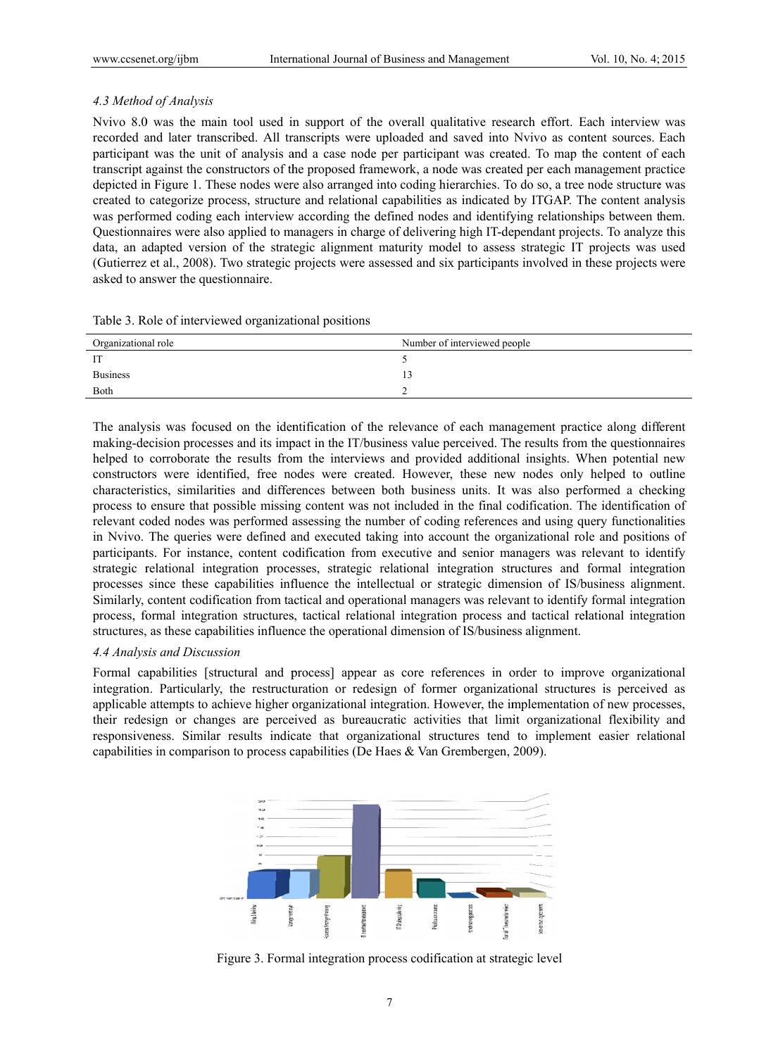*4.3 Method of Analysis*

Nvivo 8.0 was the main tool used in support of the overall qualitative research effort. Each interview was recorded and later transcribed. All transcripts were uploaded and saved into Nvivo as content sources. Each participant was the unit of analysis and a case node per participant was created. To map the content of each transcript against the constructors of the proposed framework, a node was created per each management practice depicted in Figure 1. These nodes were also arranged into coding hierarchies. To do so, a tree node structure was created to categorize process, structure and relational capabilities as indicated by ITGAP. The content analysis was performed coding each interview according the defined nodes and identifying relationships between them. Questionnaires were also applied to managers in charge of delivering high IT-dependant projects. To analyze this data, an adapted version of the strategic alignment maturity model to assess strategic IT projects was used (Gutierrez et al., 2008). Two strategic projects were assessed and six participants involved in these projects were asked to answer the questionnaire.

Table 3. Role of interviewed organizational positions

| Organizational role | Number of interviewed people |
|---|---|
| IT | 5 |
| Business | 13 |
| Both | 2 |

The analysis was focused on the identification of the relevance of each management practice along different making-decision processes and its impact in the IT/business value perceived. The results from the questionnaires helped to corroborate the results from the interviews and provided additional insights. When potential new constructors were identified, free nodes were created. However, these new nodes only helped to outline characteristics, similarities and differences between both business units. It was also performed a checking process to ensure that possible missing content was not included in the final codification. The identification of relevant coded nodes was performed assessing the number of coding references and using query functionalities in Nvivo. The queries were defined and executed taking into account the organizational role and positions of participants. For instance, content codification from executive and senior managers was relevant to identify strategic relational integration processes, strategic relational integration structures and formal integration processes since these capabilities influence the intellectual or strategic dimension of IS/business alignment. Similarly, content codification from tactical and operational managers was relevant to identify formal integration process, formal integration structures, tactical relational integration process and tactical relational integration structures, as these capabilities influence the operational dimension of IS/business alignment.

*4.4 Analysis and Discussion*

Formal capabilities [structural and process] appear as core references in order to improve organizational integration. Particularly, the restructuration or redesign of former organizational structures is perceived as applicable attempts to achieve higher organizational integration. However, the implementation of new processes, their redesign or changes are perceived as bureaucratic activities that limit organizational flexibility and responsiveness. Similar results indicate that organizational structures tend to implement easier relational capabilities in comparison to process capabilities (De Haes & Van Grembergen, 2009).

Figure 3. Formal integration process codification at strategic level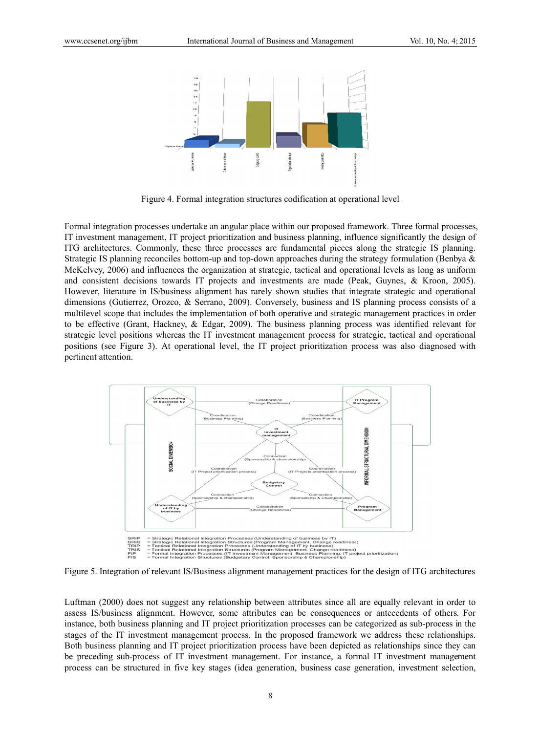Figure 4. Formal integration structures codification at operational level

Formal integration processes undertake an angular place within our proposed framework. Three formal processes, IT investment management, IT project prioritization and business planning, influence significantly the design of ITG architectures. Commonly, these three processes are fundamental pieces along the strategic IS planning. Strategic IS planning reconciles bottom-up and top-down approaches during the strategy formulation (Benbya & McKelvey, 2006) and influences the organization at strategic, tactical and operational levels as long as uniform and consistent decisions towards IT projects and investments are made (Peak, Guynes, & Kroon, 2005). However, literature in IS/business alignment has rarely shown studies that integrate strategic and operational dimensions (Gutierrez, Orozco, & Serrano, 2009). Conversely, business and IS planning process consists of a multilevel scope that includes the implementation of both operative and strategic management practices in order to be effective (Grant, Hackney, & Edgar, 2009). The business planning process was identified relevant for strategic level positions whereas the IT investment management process for strategic, tactical and operational positions (see Figure 3). At operational level, the IT project prioritization process was also diagnosed with pertinent attention.

SRIP = Strategic Relational Integration Processes (Understanding of business by IT)
SRIS = Strategic Relational Integration Structures (Program Management, Change readiness)
TRIP = Tactical Relational Integration Processes (Understanding of IT by business)
TRIS = Tactical Relational Integration Structures (Program Management, Change readiness)
FIP = Formal Integration Processes (IT Investment Management, Business Planning, IT project prioritization)
FIS = Formal Integration Structures (Budgetary Control, Sponsorship & Championship)

Figure 5. Integration of relevant IS/Business alignment management practices for the design of ITG architectures

Luftman (2000) does not suggest any relationship between attributes since all are equally relevant in order to assess IS/business alignment. However, some attributes can be consequences or antecedents of others. For instance, both business planning and IT project prioritization processes can be categorized as sub-process in the stages of the IT investment management process. In the proposed framework we address these relationships. Both business planning and IT project prioritization process have been depicted as relationships since they can be preceding sub-process of IT investment management. For instance, a formal IT investment management process can be structured in five key stages (idea generation, business case generation, investment selection,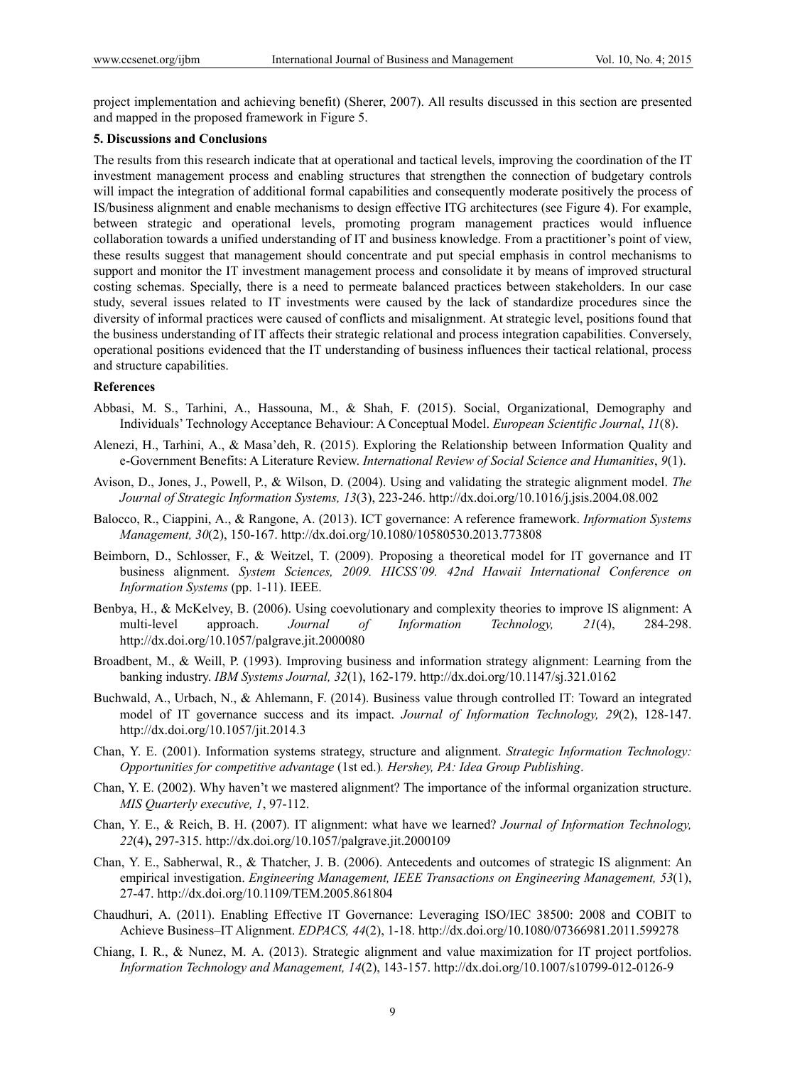project implementation and achieving benefit) (Sherer, 2007). All results discussed in this section are presented and mapped in the proposed framework in Figure 5.

## 5. Discussions and Conclusions

The results from this research indicate that at operational and tactical levels, improving the coordination of the IT investment management process and enabling structures that strengthen the connection of budgetary controls will impact the integration of additional formal capabilities and consequently moderate positively the process of IS/business alignment and enable mechanisms to design effective ITG architectures (see Figure 4). For example, between strategic and operational levels, promoting program management practices would influence collaboration towards a unified understanding of IT and business knowledge. From a practitioner's point of view, these results suggest that management should concentrate and put special emphasis in control mechanisms to support and monitor the IT investment management process and consolidate it by means of improved structural costing schemas. Specially, there is a need to permeate balanced practices between stakeholders. In our case study, several issues related to IT investments were caused by the lack of standardize procedures since the diversity of informal practices were caused of conflicts and misalignment. At strategic level, positions found that the business understanding of IT affects their strategic relational and process integration capabilities. Conversely, operational positions evidenced that the IT understanding of business influences their tactical relational, process and structure capabilities.

## References

Abbasi, M. S., Tarhini, A., Hassouna, M., & Shah, F. (2015). Social, Organizational, Demography and Individuals' Technology Acceptance Behaviour: A Conceptual Model. *European Scientific Journal*, *11*(8).

Alenezi, H., Tarhini, A., & Masa'deh, R. (2015). Exploring the Relationship between Information Quality and e-Government Benefits: A Literature Review. *International Review of Social Science and Humanities*, *9*(1).

Avison, D., Jones, J., Powell, P., & Wilson, D. (2004). Using and validating the strategic alignment model. *The Journal of Strategic Information Systems, 13*(3), 223-246. http://dx.doi.org/10.1016/j.jsis.2004.08.002

Balocco, R., Ciappini, A., & Rangone, A. (2013). ICT governance: A reference framework. *Information Systems Management, 30*(2), 150-167. http://dx.doi.org/10.1080/10580530.2013.773808

Beimborn, D., Schlosser, F., & Weitzel, T. (2009). Proposing a theoretical model for IT governance and IT business alignment. *System Sciences, 2009. HICSS'09. 42nd Hawaii International Conference on Information Systems* (pp. 1-11). IEEE.

Benbya, H., & McKelvey, B. (2006). Using coevolutionary and complexity theories to improve IS alignment: A multi-level approach. *Journal of Information Technology, 21*(4), 284-298. http://dx.doi.org/10.1057/palgrave.jit.2000080

Broadbent, M., & Weill, P. (1993). Improving business and information strategy alignment: Learning from the banking industry. *IBM Systems Journal, 32*(1), 162-179. http://dx.doi.org/10.1147/sj.321.0162

Buchwald, A., Urbach, N., & Ahlemann, F. (2014). Business value through controlled IT: Toward an integrated model of IT governance success and its impact. *Journal of Information Technology, 29*(2), 128-147. http://dx.doi.org/10.1057/jit.2014.3

Chan, Y. E. (2001). Information systems strategy, structure and alignment. *Strategic Information Technology: Opportunities for competitive advantage* (1st ed.)*. Hershey, PA: Idea Group Publishing*.

Chan, Y. E. (2002). Why haven't we mastered alignment? The importance of the informal organization structure. *MIS Quarterly executive, 1*, 97-112.

Chan, Y. E., & Reich, B. H. (2007). IT alignment: what have we learned? *Journal of Information Technology, 22*(4)**,** 297-315. http://dx.doi.org/10.1057/palgrave.jit.2000109

Chan, Y. E., Sabherwal, R., & Thatcher, J. B. (2006). Antecedents and outcomes of strategic IS alignment: An empirical investigation. *Engineering Management, IEEE Transactions on Engineering Management, 53*(1), 27-47. http://dx.doi.org/10.1109/TEM.2005.861804

Chaudhuri, A. (2011). Enabling Effective IT Governance: Leveraging ISO/IEC 38500: 2008 and COBIT to Achieve Business–IT Alignment. *EDPACS, 44*(2), 1-18. http://dx.doi.org/10.1080/07366981.2011.599278

Chiang, I. R., & Nunez, M. A. (2013). Strategic alignment and value maximization for IT project portfolios. *Information Technology and Management, 14*(2), 143-157. http://dx.doi.org/10.1007/s10799-012-0126-9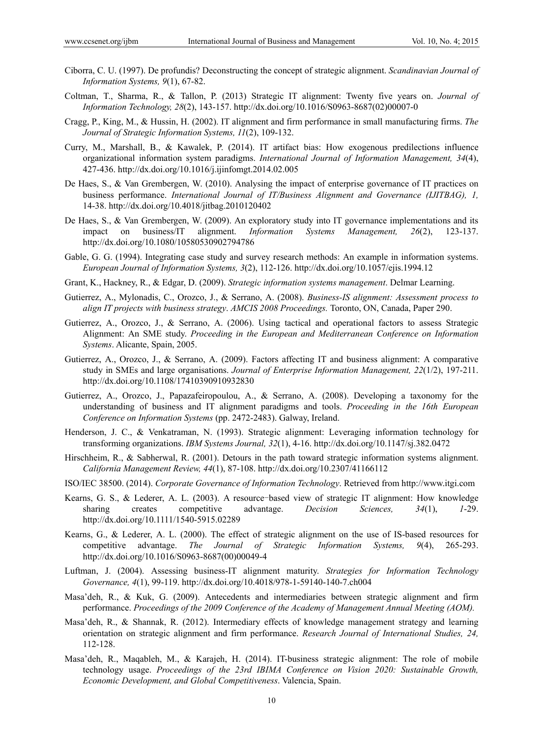Ciborra, C. U. (1997). De profundis? Deconstructing the concept of strategic alignment. *Scandinavian Journal of Information Systems, 9*(1), 67-82.

Coltman, T., Sharma, R., & Tallon, P. (2013) Strategic IT alignment: Twenty five years on. *Journal of Information Technology, 28*(2), 143-157. http://dx.doi.org/10.1016/S0963-8687(02)00007-0

Cragg, P., King, M., & Hussin, H. (2002). IT alignment and firm performance in small manufacturing firms. *The Journal of Strategic Information Systems, 11*(2), 109-132.

Curry, M., Marshall, B., & Kawalek, P. (2014). IT artifact bias: How exogenous predilections influence organizational information system paradigms. *International Journal of Information Management, 34*(4), 427-436. http://dx.doi.org/10.1016/j.ijinfomgt.2014.02.005

De Haes, S., & Van Grembergen, W. (2010). Analysing the impact of enterprise governance of IT practices on business performance. *International Journal of IT/Business Alignment and Governance (IJITBAG), 1,* 14-38. http://dx.doi.org/10.4018/jitbag.2010120402

De Haes, S., & Van Grembergen, W. (2009). An exploratory study into IT governance implementations and its impact on business/IT alignment. *Information Systems Management, 26*(2), 123-137. http://dx.doi.org/10.1080/10580530902794786

Gable, G. G. (1994). Integrating case study and survey research methods: An example in information systems. *European Journal of Information Systems, 3*(2), 112-126. http://dx.doi.org/10.1057/ejis.1994.12

Grant, K., Hackney, R., & Edgar, D. (2009). *Strategic information systems management*. Delmar Learning.

Gutierrez, A., Mylonadis, C., Orozco, J., & Serrano, A. (2008). *Business-IS alignment: Assessment process to align IT projects with business strategy*. *AMCIS 2008 Proceedings.* Toronto, ON, Canada, Paper 290.

Gutierrez, A., Orozco, J., & Serrano, A. (2006). Using tactical and operational factors to assess Strategic Alignment: An SME study. *Proceeding in the European and Mediterranean Conference on Information Systems*. Alicante, Spain, 2005.

Gutierrez, A., Orozco, J., & Serrano, A. (2009). Factors affecting IT and business alignment: A comparative study in SMEs and large organisations. *Journal of Enterprise Information Management, 22*(1/2), 197-211. http://dx.doi.org/10.1108/17410390910932830

Gutierrez, A., Orozco, J., Papazafeiropoulou, A., & Serrano, A. (2008). Developing a taxonomy for the understanding of business and IT alignment paradigms and tools. *Proceeding in the 16th European Conference on Information Systems* (pp. 2472-2483). Galway, Ireland.

Henderson, J. C., & Venkatraman, N. (1993). Strategic alignment: Leveraging information technology for transforming organizations. *IBM Systems Journal, 32*(1), 4-16. http://dx.doi.org/10.1147/sj.382.0472

Hirschheim, R., & Sabherwal, R. (2001). Detours in the path toward strategic information systems alignment. *California Management Review, 44*(1), 87-108. http://dx.doi.org/10.2307/41166112

ISO/IEC 38500. (2014). *Corporate Governance of Information Technology*. Retrieved from http://www.itgi.com

Kearns, G. S., & Lederer, A. L. (2003). A resource-based view of strategic IT alignment: How knowledge sharing creates competitive advantage. *Decision Sciences, 34*(1), *1*-29. http://dx.doi.org/10.1111/1540-5915.02289

Kearns, G., & Lederer, A. L. (2000). The effect of strategic alignment on the use of IS-based resources for competitive advantage. *The Journal of Strategic Information Systems, 9*(4), 265-293. http://dx.doi.org/10.1016/S0963-8687(00)00049-4

Luftman, J. (2004). Assessing business-IT alignment maturity. *Strategies for Information Technology Governance, 4*(1), 99-119. http://dx.doi.org/10.4018/978-1-59140-140-7.ch004

Masa'deh, R., & Kuk, G. (2009). Antecedents and intermediaries between strategic alignment and firm performance. *Proceedings of the 2009 Conference of the Academy of Management Annual Meeting (AOM).*

Masa'deh, R., & Shannak, R. (2012). Intermediary effects of knowledge management strategy and learning orientation on strategic alignment and firm performance. *Research Journal of International Studies, 24,* 112-128.

Masa'deh, R., Maqableh, M., & Karajeh, H. (2014). IT-business strategic alignment: The role of mobile technology usage. *Proceedings of the 23rd IBIMA Conference on Vision 2020: Sustainable Growth, Economic Development, and Global Competitiveness*. Valencia, Spain.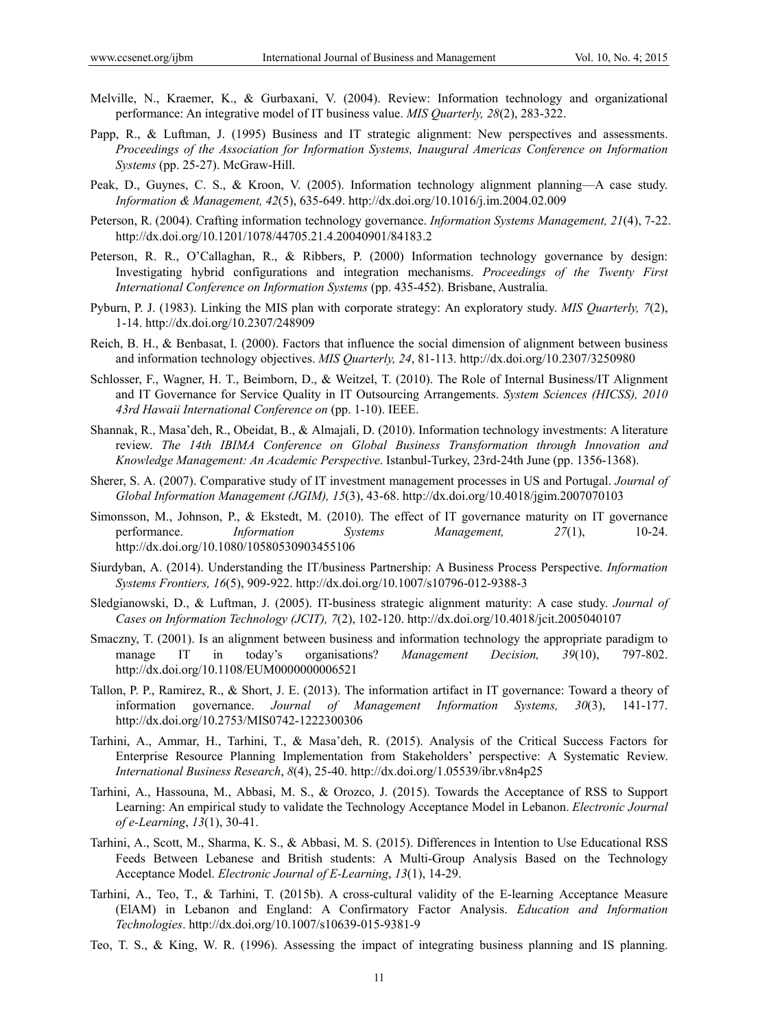Melville, N., Kraemer, K., & Gurbaxani, V. (2004). Review: Information technology and organizational performance: An integrative model of IT business value. *MIS Quarterly, 28*(2), 283-322.

Papp, R., & Luftman, J. (1995) Business and IT strategic alignment: New perspectives and assessments. *Proceedings of the Association for Information Systems, Inaugural Americas Conference on Information Systems* (pp. 25-27). McGraw-Hill.

Peak, D., Guynes, C. S., & Kroon, V. (2005). Information technology alignment planning—A case study. *Information & Management, 42*(5), 635-649. http://dx.doi.org/10.1016/j.im.2004.02.009

Peterson, R. (2004). Crafting information technology governance. *Information Systems Management, 21*(4), 7-22. http://dx.doi.org/10.1201/1078/44705.21.4.20040901/84183.2

Peterson, R. R., O'Callaghan, R., & Ribbers, P. (2000) Information technology governance by design: Investigating hybrid configurations and integration mechanisms. *Proceedings of the Twenty First International Conference on Information Systems* (pp. 435-452). Brisbane, Australia.

Pyburn, P. J. (1983). Linking the MIS plan with corporate strategy: An exploratory study. *MIS Quarterly, 7*(2), 1-14. http://dx.doi.org/10.2307/248909

Reich, B. H., & Benbasat, I. (2000). Factors that influence the social dimension of alignment between business and information technology objectives. *MIS Quarterly, 24*, 81-113. http://dx.doi.org/10.2307/3250980

Schlosser, F., Wagner, H. T., Beimborn, D., & Weitzel, T. (2010). The Role of Internal Business/IT Alignment and IT Governance for Service Quality in IT Outsourcing Arrangements. *System Sciences (HICSS), 2010 43rd Hawaii International Conference on* (pp. 1-10). IEEE.

Shannak, R., Masa'deh, R., Obeidat, B., & Almajali, D. (2010). Information technology investments: A literature review. *The 14th IBIMA Conference on Global Business Transformation through Innovation and Knowledge Management: An Academic Perspective*. Istanbul-Turkey, 23rd-24th June (pp. 1356-1368).

Sherer, S. A. (2007). Comparative study of IT investment management processes in US and Portugal. *Journal of Global Information Management (JGIM), 15*(3), 43-68. http://dx.doi.org/10.4018/jgim.2007070103

Simonsson, M., Johnson, P., & Ekstedt, M. (2010). The effect of IT governance maturity on IT governance performance. *Information Systems Management, 27*(1), 10-24. http://dx.doi.org/10.1080/10580530903455106

Siurdyban, A. (2014). Understanding the IT/business Partnership: A Business Process Perspective. *Information Systems Frontiers, 16*(5), 909-922. http://dx.doi.org/10.1007/s10796-012-9388-3

Sledgianowski, D., & Luftman, J. (2005). IT-business strategic alignment maturity: A case study. *Journal of Cases on Information Technology (JCIT), 7*(2), 102-120. http://dx.doi.org/10.4018/jcit.2005040107

Smaczny, T. (2001). Is an alignment between business and information technology the appropriate paradigm to manage IT in today's organisations? *Management Decision, 39*(10), 797-802. http://dx.doi.org/10.1108/EUM0000000006521

Tallon, P. P., Ramirez, R., & Short, J. E. (2013). The information artifact in IT governance: Toward a theory of information governance. *Journal of Management Information Systems, 30*(3), 141-177. http://dx.doi.org/10.2753/MIS0742-1222300306

Tarhini, A., Ammar, H., Tarhini, T., & Masa'deh, R. (2015). Analysis of the Critical Success Factors for Enterprise Resource Planning Implementation from Stakeholders' perspective: A Systematic Review. *International Business Research*, *8*(4), 25-40. http://dx.doi.org/1.05539/ibr.v8n4p25

Tarhini, A., Hassouna, M., Abbasi, M. S., & Orozco, J. (2015). Towards the Acceptance of RSS to Support Learning: An empirical study to validate the Technology Acceptance Model in Lebanon. *Electronic Journal of e-Learning*, *13*(1), 30-41.

Tarhini, A., Scott, M., Sharma, K. S., & Abbasi, M. S. (2015). Differences in Intention to Use Educational RSS Feeds Between Lebanese and British students: A Multi-Group Analysis Based on the Technology Acceptance Model. *Electronic Journal of E-Learning*, *13*(1), 14-29.

Tarhini, A., Teo, T., & Tarhini, T. (2015b). A cross-cultural validity of the E-learning Acceptance Measure (ElAM) in Lebanon and England: A Confirmatory Factor Analysis. *Education and Information Technologies*. http://dx.doi.org/10.1007/s10639-015-9381-9

Teo, T. S., & King, W. R. (1996). Assessing the impact of integrating business planning and IS planning.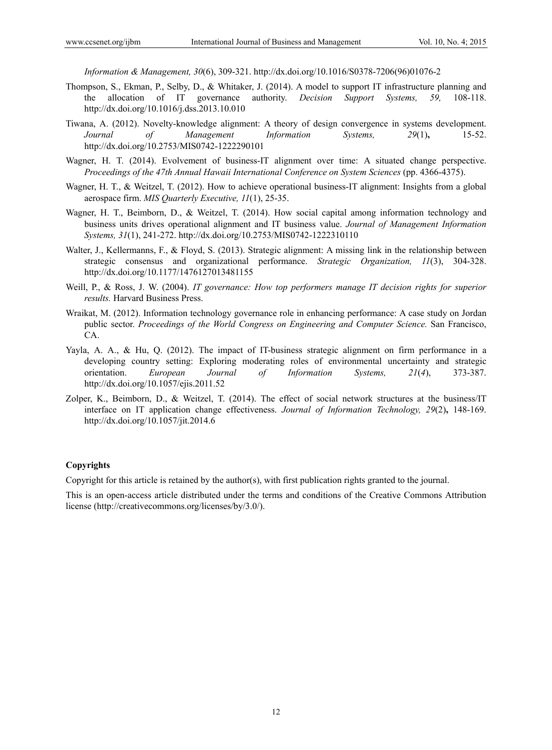*Information & Management, 30*(6), 309-321. http://dx.doi.org/10.1016/S0378-7206(96)01076-2

Thompson, S., Ekman, P., Selby, D., & Whitaker, J. (2014). A model to support IT infrastructure planning and the allocation of IT governance authority. *Decision Support Systems, 59,* 108-118. http://dx.doi.org/10.1016/j.dss.2013.10.010

Tiwana, A. (2012). Novelty-knowledge alignment: A theory of design convergence in systems development. *Journal of Management Information Systems, 29*(1)**,** 15-52. http://dx.doi.org/10.2753/MIS0742-1222290101

Wagner, H. T. (2014). Evolvement of business-IT alignment over time: A situated change perspective. *Proceedings of the 47th Annual Hawaii International Conference on System Sciences* (pp. 4366-4375).

Wagner, H. T., & Weitzel, T. (2012). How to achieve operational business-IT alignment: Insights from a global aerospace firm. *MIS Quarterly Executive, 11*(1), 25-35.

Wagner, H. T., Beimborn, D., & Weitzel, T. (2014). How social capital among information technology and business units drives operational alignment and IT business value. *Journal of Management Information Systems, 31*(1), 241-272. http://dx.doi.org/10.2753/MIS0742-1222310110

Walter, J., Kellermanns, F., & Floyd, S. (2013). Strategic alignment: A missing link in the relationship between strategic consensus and organizational performance. *Strategic Organization, 11*(3), 304-328. http://dx.doi.org/10.1177/1476127013481155

Weill, P., & Ross, J. W. (2004). *IT governance: How top performers manage IT decision rights for superior results.* Harvard Business Press.

Wraikat, M. (2012). Information technology governance role in enhancing performance: A case study on Jordan public sector. *Proceedings of the World Congress on Engineering and Computer Science.* San Francisco, CA.

Yayla, A. A., & Hu, Q. (2012). The impact of IT-business strategic alignment on firm performance in a developing country setting: Exploring moderating roles of environmental uncertainty and strategic orientation. *European Journal of Information Systems, 21*(*4*), 373-387. http://dx.doi.org/10.1057/ejis.2011.52

Zolper, K., Beimborn, D., & Weitzel, T. (2014). The effect of social network structures at the business/IT interface on IT application change effectiveness. *Journal of Information Technology, 29*(2)**,** 148-169. http://dx.doi.org/10.1057/jit.2014.6

**Copyrights**

Copyright for this article is retained by the author(s), with first publication rights granted to the journal.

This is an open-access article distributed under the terms and conditions of the Creative Commons Attribution license (http://creativecommons.org/licenses/by/3.0/).